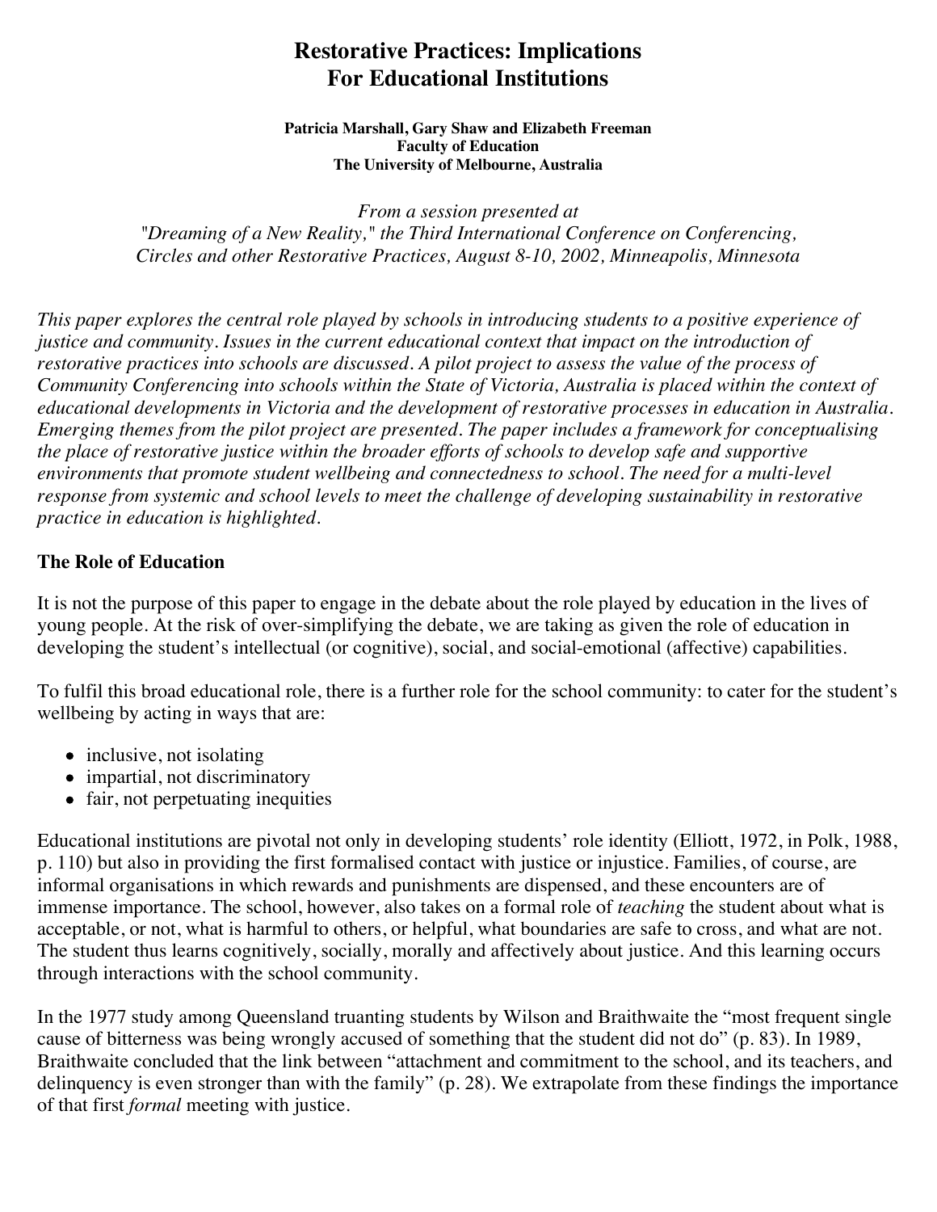# Restorative Practices: Implications For Educational Institutions

**Patricia Marshall, Gary Shaw and Elizabeth Freeman**
**Faculty of Education**
**The University of Melbourne, Australia**

*From a session presented at*
*"Dreaming of a New Reality," the Third International Conference on Conferencing, Circles and other Restorative Practices, August 8-10, 2002, Minneapolis, Minnesota*

*This paper explores the central role played by schools in introducing students to a positive experience of justice and community. Issues in the current educational context that impact on the introduction of restorative practices into schools are discussed. A pilot project to assess the value of the process of Community Conferencing into schools within the State of Victoria, Australia is placed within the context of educational developments in Victoria and the development of restorative processes in education in Australia. Emerging themes from the pilot project are presented. The paper includes a framework for conceptualising the place of restorative justice within the broader efforts of schools to develop safe and supportive environments that promote student wellbeing and connectedness to school. The need for a multi-level response from systemic and school levels to meet the challenge of developing sustainability in restorative practice in education is highlighted.*

## The Role of Education

It is not the purpose of this paper to engage in the debate about the role played by education in the lives of young people. At the risk of over-simplifying the debate, we are taking as given the role of education in developing the student's intellectual (or cognitive), social, and social-emotional (affective) capabilities.

To fulfil this broad educational role, there is a further role for the school community: to cater for the student's wellbeing by acting in ways that are:

- inclusive, not isolating
- impartial, not discriminatory
- fair, not perpetuating inequities

Educational institutions are pivotal not only in developing students' role identity (Elliott, 1972, in Polk, 1988, p. 110) but also in providing the first formalised contact with justice or injustice. Families, of course, are informal organisations in which rewards and punishments are dispensed, and these encounters are of immense importance. The school, however, also takes on a formal role of *teaching* the student about what is acceptable, or not, what is harmful to others, or helpful, what boundaries are safe to cross, and what are not. The student thus learns cognitively, socially, morally and affectively about justice. And this learning occurs through interactions with the school community.

In the 1977 study among Queensland truanting students by Wilson and Braithwaite the "most frequent single cause of bitterness was being wrongly accused of something that the student did not do" (p. 83). In 1989, Braithwaite concluded that the link between "attachment and commitment to the school, and its teachers, and delinquency is even stronger than with the family" (p. 28). We extrapolate from these findings the importance of that first *formal* meeting with justice.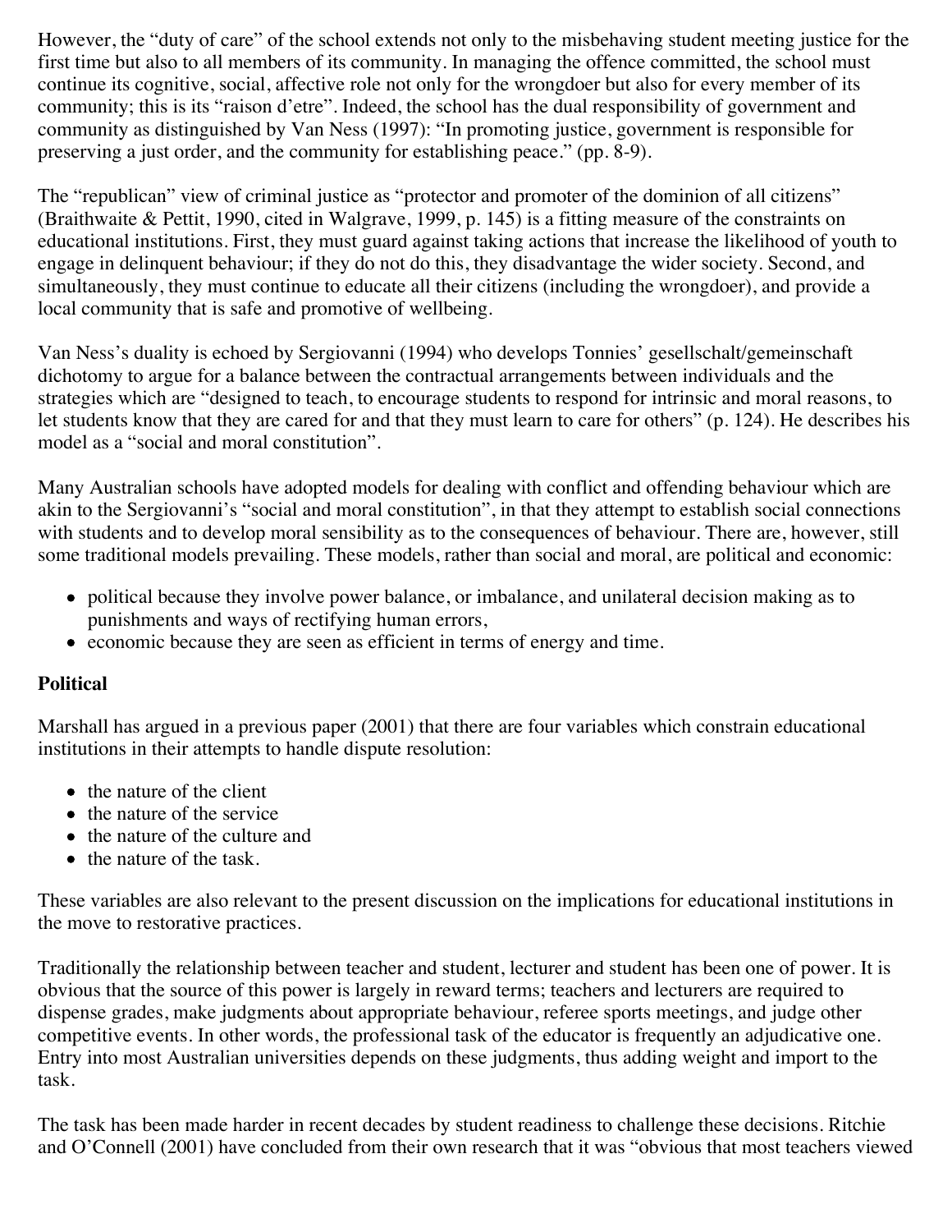However, the "duty of care" of the school extends not only to the misbehaving student meeting justice for the first time but also to all members of its community. In managing the offence committed, the school must continue its cognitive, social, affective role not only for the wrongdoer but also for every member of its community; this is its "raison d'etre". Indeed, the school has the dual responsibility of government and community as distinguished by Van Ness (1997): "In promoting justice, government is responsible for preserving a just order, and the community for establishing peace." (pp. 8-9).

The "republican" view of criminal justice as "protector and promoter of the dominion of all citizens" (Braithwaite & Pettit, 1990, cited in Walgrave, 1999, p. 145) is a fitting measure of the constraints on educational institutions. First, they must guard against taking actions that increase the likelihood of youth to engage in delinquent behaviour; if they do not do this, they disadvantage the wider society. Second, and simultaneously, they must continue to educate all their citizens (including the wrongdoer), and provide a local community that is safe and promotive of wellbeing.

Van Ness's duality is echoed by Sergiovanni (1994) who develops Tonnies' gesellschalt/gemeinschaft dichotomy to argue for a balance between the contractual arrangements between individuals and the strategies which are "designed to teach, to encourage students to respond for intrinsic and moral reasons, to let students know that they are cared for and that they must learn to care for others" (p. 124). He describes his model as a "social and moral constitution".

Many Australian schools have adopted models for dealing with conflict and offending behaviour which are akin to the Sergiovanni's "social and moral constitution", in that they attempt to establish social connections with students and to develop moral sensibility as to the consequences of behaviour. There are, however, still some traditional models prevailing. These models, rather than social and moral, are political and economic:

- political because they involve power balance, or imbalance, and unilateral decision making as to punishments and ways of rectifying human errors,
- economic because they are seen as efficient in terms of energy and time.

**Political**

Marshall has argued in a previous paper (2001) that there are four variables which constrain educational institutions in their attempts to handle dispute resolution:

- the nature of the client
- the nature of the service
- the nature of the culture and
- the nature of the task.

These variables are also relevant to the present discussion on the implications for educational institutions in the move to restorative practices.

Traditionally the relationship between teacher and student, lecturer and student has been one of power. It is obvious that the source of this power is largely in reward terms; teachers and lecturers are required to dispense grades, make judgments about appropriate behaviour, referee sports meetings, and judge other competitive events. In other words, the professional task of the educator is frequently an adjudicative one. Entry into most Australian universities depends on these judgments, thus adding weight and import to the task.

The task has been made harder in recent decades by student readiness to challenge these decisions. Ritchie and O'Connell (2001) have concluded from their own research that it was "obvious that most teachers viewed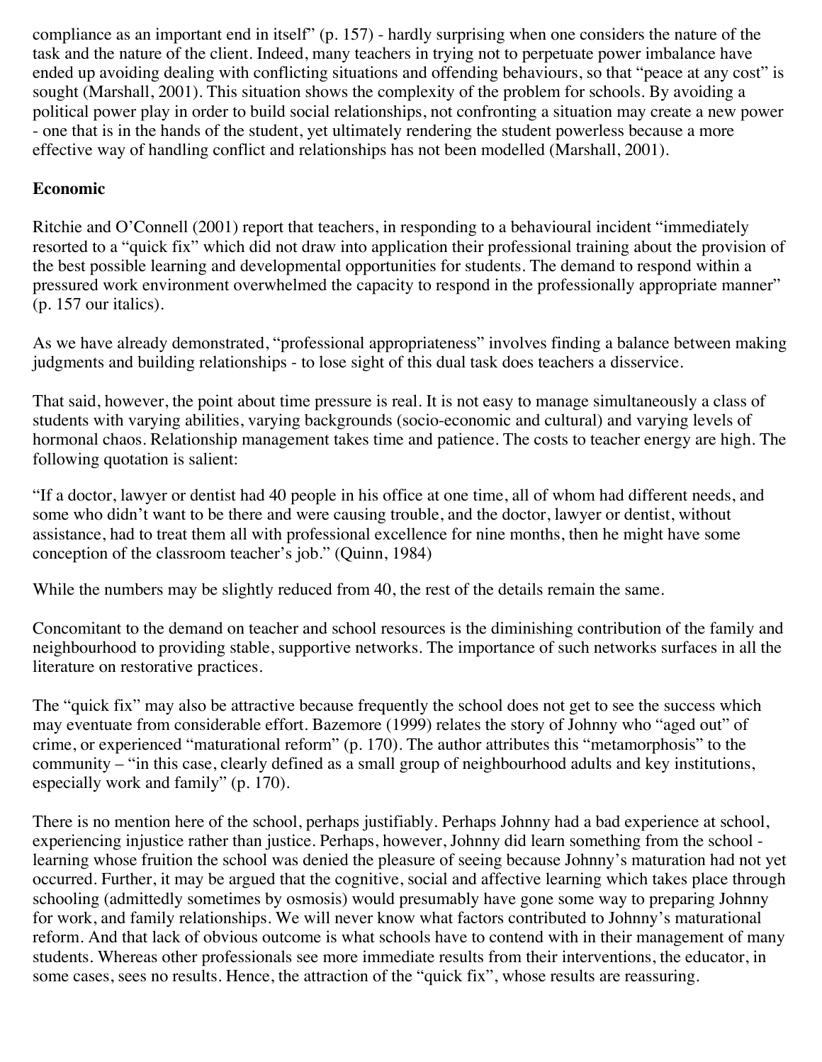compliance as an important end in itself" (p. 157) - hardly surprising when one considers the nature of the task and the nature of the client. Indeed, many teachers in trying not to perpetuate power imbalance have ended up avoiding dealing with conflicting situations and offending behaviours, so that "peace at any cost" is sought (Marshall, 2001). This situation shows the complexity of the problem for schools. By avoiding a political power play in order to build social relationships, not confronting a situation may create a new power - one that is in the hands of the student, yet ultimately rendering the student powerless because a more effective way of handling conflict and relationships has not been modelled (Marshall, 2001).

**Economic**

Ritchie and O'Connell (2001) report that teachers, in responding to a behavioural incident "immediately resorted to a "quick fix" which did not draw into application their professional training about the provision of the best possible learning and developmental opportunities for students. The demand to respond within a pressured work environment overwhelmed the capacity to respond in the professionally appropriate manner" (p. 157 our italics).

As we have already demonstrated, "professional appropriateness" involves finding a balance between making judgments and building relationships - to lose sight of this dual task does teachers a disservice.

That said, however, the point about time pressure is real. It is not easy to manage simultaneously a class of students with varying abilities, varying backgrounds (socio-economic and cultural) and varying levels of hormonal chaos. Relationship management takes time and patience. The costs to teacher energy are high. The following quotation is salient:

"If a doctor, lawyer or dentist had 40 people in his office at one time, all of whom had different needs, and some who didn't want to be there and were causing trouble, and the doctor, lawyer or dentist, without assistance, had to treat them all with professional excellence for nine months, then he might have some conception of the classroom teacher's job." (Quinn, 1984)

While the numbers may be slightly reduced from 40, the rest of the details remain the same.

Concomitant to the demand on teacher and school resources is the diminishing contribution of the family and neighbourhood to providing stable, supportive networks. The importance of such networks surfaces in all the literature on restorative practices.

The "quick fix" may also be attractive because frequently the school does not get to see the success which may eventuate from considerable effort. Bazemore (1999) relates the story of Johnny who "aged out" of crime, or experienced "maturational reform" (p. 170). The author attributes this "metamorphosis" to the community – "in this case, clearly defined as a small group of neighbourhood adults and key institutions, especially work and family" (p. 170).

There is no mention here of the school, perhaps justifiably. Perhaps Johnny had a bad experience at school, experiencing injustice rather than justice. Perhaps, however, Johnny did learn something from the school - learning whose fruition the school was denied the pleasure of seeing because Johnny's maturation had not yet occurred. Further, it may be argued that the cognitive, social and affective learning which takes place through schooling (admittedly sometimes by osmosis) would presumably have gone some way to preparing Johnny for work, and family relationships. We will never know what factors contributed to Johnny's maturational reform. And that lack of obvious outcome is what schools have to contend with in their management of many students. Whereas other professionals see more immediate results from their interventions, the educator, in some cases, sees no results. Hence, the attraction of the "quick fix", whose results are reassuring.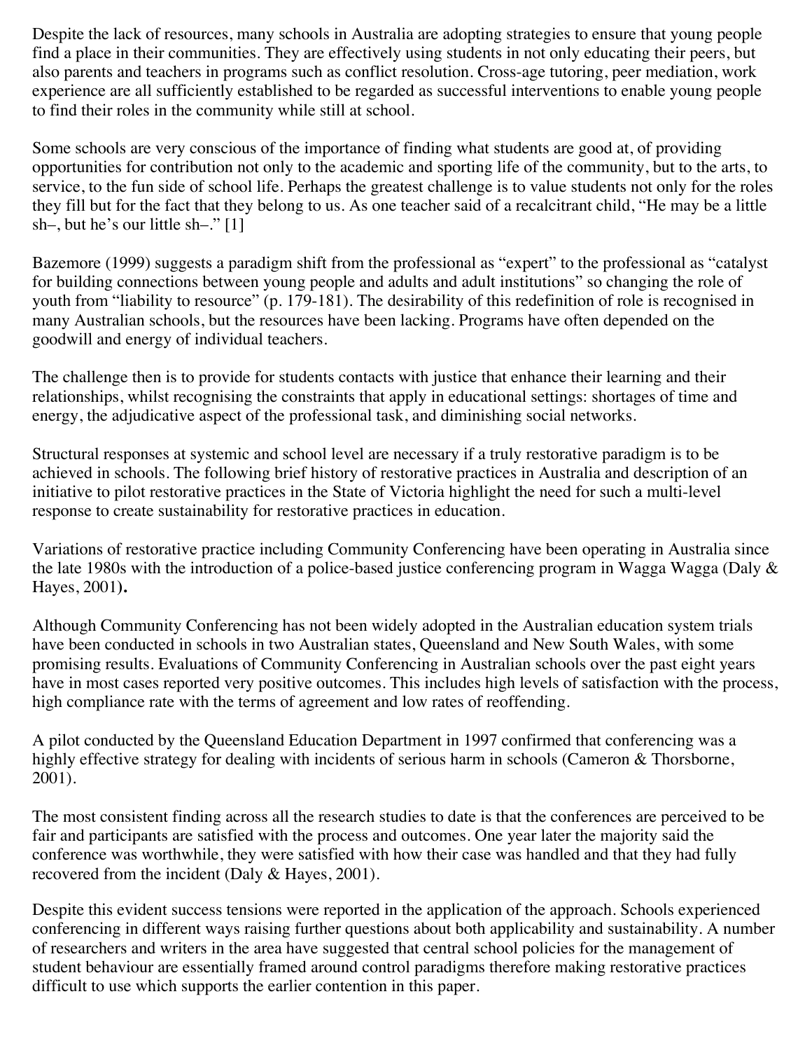Despite the lack of resources, many schools in Australia are adopting strategies to ensure that young people find a place in their communities. They are effectively using students in not only educating their peers, but also parents and teachers in programs such as conflict resolution. Cross-age tutoring, peer mediation, work experience are all sufficiently established to be regarded as successful interventions to enable young people to find their roles in the community while still at school.

Some schools are very conscious of the importance of finding what students are good at, of providing opportunities for contribution not only to the academic and sporting life of the community, but to the arts, to service, to the fun side of school life. Perhaps the greatest challenge is to value students not only for the roles they fill but for the fact that they belong to us. As one teacher said of a recalcitrant child, "He may be a little sh–, but he's our little sh–." [1]

Bazemore (1999) suggests a paradigm shift from the professional as "expert" to the professional as "catalyst for building connections between young people and adults and adult institutions" so changing the role of youth from "liability to resource" (p. 179-181). The desirability of this redefinition of role is recognised in many Australian schools, but the resources have been lacking. Programs have often depended on the goodwill and energy of individual teachers.

The challenge then is to provide for students contacts with justice that enhance their learning and their relationships, whilst recognising the constraints that apply in educational settings: shortages of time and energy, the adjudicative aspect of the professional task, and diminishing social networks.

Structural responses at systemic and school level are necessary if a truly restorative paradigm is to be achieved in schools. The following brief history of restorative practices in Australia and description of an initiative to pilot restorative practices in the State of Victoria highlight the need for such a multi-level response to create sustainability for restorative practices in education.

Variations of restorative practice including Community Conferencing have been operating in Australia since the late 1980s with the introduction of a police-based justice conferencing program in Wagga Wagga (Daly & Hayes, 2001).

Although Community Conferencing has not been widely adopted in the Australian education system trials have been conducted in schools in two Australian states, Queensland and New South Wales, with some promising results. Evaluations of Community Conferencing in Australian schools over the past eight years have in most cases reported very positive outcomes. This includes high levels of satisfaction with the process, high compliance rate with the terms of agreement and low rates of reoffending.

A pilot conducted by the Queensland Education Department in 1997 confirmed that conferencing was a highly effective strategy for dealing with incidents of serious harm in schools (Cameron & Thorsborne, 2001).

The most consistent finding across all the research studies to date is that the conferences are perceived to be fair and participants are satisfied with the process and outcomes. One year later the majority said the conference was worthwhile, they were satisfied with how their case was handled and that they had fully recovered from the incident (Daly & Hayes, 2001).

Despite this evident success tensions were reported in the application of the approach. Schools experienced conferencing in different ways raising further questions about both applicability and sustainability. A number of researchers and writers in the area have suggested that central school policies for the management of student behaviour are essentially framed around control paradigms therefore making restorative practices difficult to use which supports the earlier contention in this paper.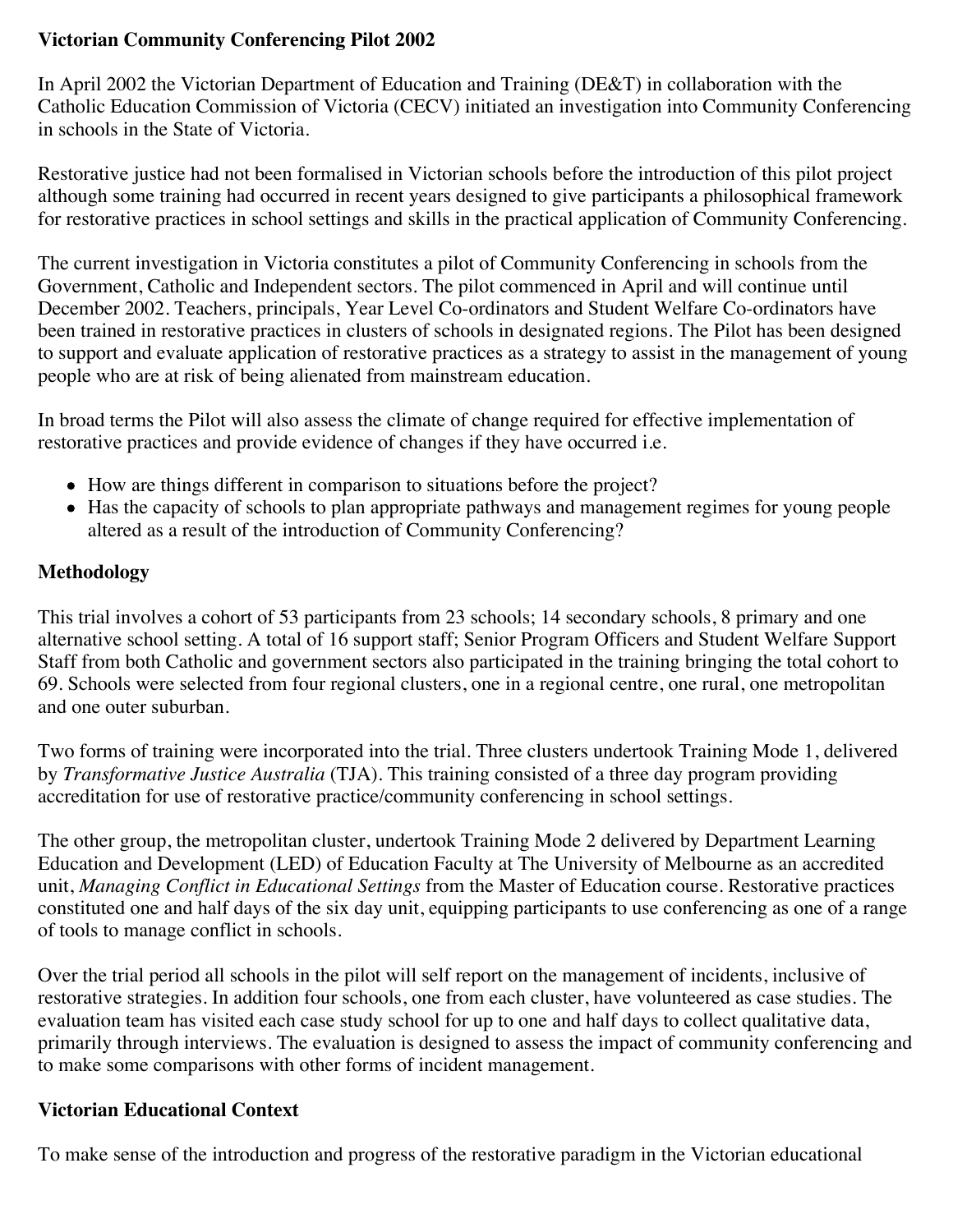**Victorian Community Conferencing Pilot 2002**

In April 2002 the Victorian Department of Education and Training (DE&T) in collaboration with the Catholic Education Commission of Victoria (CECV) initiated an investigation into Community Conferencing in schools in the State of Victoria.

Restorative justice had not been formalised in Victorian schools before the introduction of this pilot project although some training had occurred in recent years designed to give participants a philosophical framework for restorative practices in school settings and skills in the practical application of Community Conferencing.

The current investigation in Victoria constitutes a pilot of Community Conferencing in schools from the Government, Catholic and Independent sectors. The pilot commenced in April and will continue until December 2002. Teachers, principals, Year Level Co-ordinators and Student Welfare Co-ordinators have been trained in restorative practices in clusters of schools in designated regions. The Pilot has been designed to support and evaluate application of restorative practices as a strategy to assist in the management of young people who are at risk of being alienated from mainstream education.

In broad terms the Pilot will also assess the climate of change required for effective implementation of restorative practices and provide evidence of changes if they have occurred i.e.

- How are things different in comparison to situations before the project?
- Has the capacity of schools to plan appropriate pathways and management regimes for young people altered as a result of the introduction of Community Conferencing?

**Methodology**

This trial involves a cohort of 53 participants from 23 schools; 14 secondary schools, 8 primary and one alternative school setting. A total of 16 support staff; Senior Program Officers and Student Welfare Support Staff from both Catholic and government sectors also participated in the training bringing the total cohort to 69. Schools were selected from four regional clusters, one in a regional centre, one rural, one metropolitan and one outer suburban.

Two forms of training were incorporated into the trial. Three clusters undertook Training Mode 1, delivered by *Transformative Justice Australia* (TJA). This training consisted of a three day program providing accreditation for use of restorative practice/community conferencing in school settings.

The other group, the metropolitan cluster, undertook Training Mode 2 delivered by Department Learning Education and Development (LED) of Education Faculty at The University of Melbourne as an accredited unit, *Managing Conflict in Educational Settings* from the Master of Education course. Restorative practices constituted one and half days of the six day unit, equipping participants to use conferencing as one of a range of tools to manage conflict in schools.

Over the trial period all schools in the pilot will self report on the management of incidents, inclusive of restorative strategies. In addition four schools, one from each cluster, have volunteered as case studies. The evaluation team has visited each case study school for up to one and half days to collect qualitative data, primarily through interviews. The evaluation is designed to assess the impact of community conferencing and to make some comparisons with other forms of incident management.

**Victorian Educational Context**

To make sense of the introduction and progress of the restorative paradigm in the Victorian educational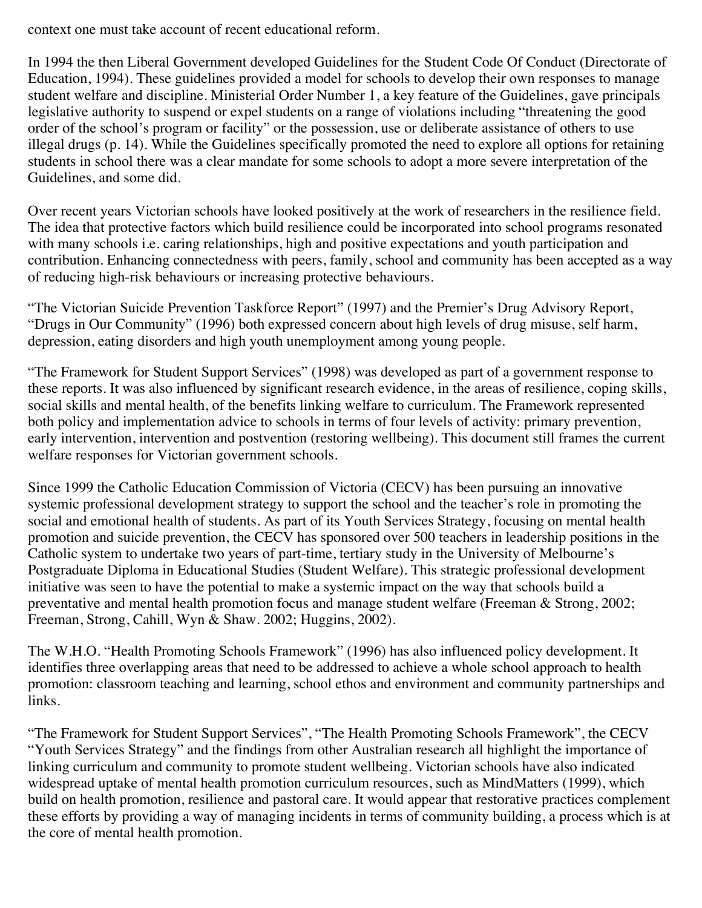context one must take account of recent educational reform.

In 1994 the then Liberal Government developed Guidelines for the Student Code Of Conduct (Directorate of Education, 1994). These guidelines provided a model for schools to develop their own responses to manage student welfare and discipline. Ministerial Order Number 1, a key feature of the Guidelines, gave principals legislative authority to suspend or expel students on a range of violations including "threatening the good order of the school's program or facility" or the possession, use or deliberate assistance of others to use illegal drugs (p. 14). While the Guidelines specifically promoted the need to explore all options for retaining students in school there was a clear mandate for some schools to adopt a more severe interpretation of the Guidelines, and some did.

Over recent years Victorian schools have looked positively at the work of researchers in the resilience field. The idea that protective factors which build resilience could be incorporated into school programs resonated with many schools i.e. caring relationships, high and positive expectations and youth participation and contribution. Enhancing connectedness with peers, family, school and community has been accepted as a way of reducing high-risk behaviours or increasing protective behaviours.

"The Victorian Suicide Prevention Taskforce Report" (1997) and the Premier's Drug Advisory Report, "Drugs in Our Community" (1996) both expressed concern about high levels of drug misuse, self harm, depression, eating disorders and high youth unemployment among young people.

"The Framework for Student Support Services" (1998) was developed as part of a government response to these reports. It was also influenced by significant research evidence, in the areas of resilience, coping skills, social skills and mental health, of the benefits linking welfare to curriculum. The Framework represented both policy and implementation advice to schools in terms of four levels of activity: primary prevention, early intervention, intervention and postvention (restoring wellbeing). This document still frames the current welfare responses for Victorian government schools.

Since 1999 the Catholic Education Commission of Victoria (CECV) has been pursuing an innovative systemic professional development strategy to support the school and the teacher's role in promoting the social and emotional health of students. As part of its Youth Services Strategy, focusing on mental health promotion and suicide prevention, the CECV has sponsored over 500 teachers in leadership positions in the Catholic system to undertake two years of part-time, tertiary study in the University of Melbourne's Postgraduate Diploma in Educational Studies (Student Welfare). This strategic professional development initiative was seen to have the potential to make a systemic impact on the way that schools build a preventative and mental health promotion focus and manage student welfare (Freeman & Strong, 2002; Freeman, Strong, Cahill, Wyn & Shaw. 2002; Huggins, 2002).

The W.H.O. "Health Promoting Schools Framework" (1996) has also influenced policy development. It identifies three overlapping areas that need to be addressed to achieve a whole school approach to health promotion: classroom teaching and learning, school ethos and environment and community partnerships and links.

"The Framework for Student Support Services", "The Health Promoting Schools Framework", the CECV "Youth Services Strategy" and the findings from other Australian research all highlight the importance of linking curriculum and community to promote student wellbeing. Victorian schools have also indicated widespread uptake of mental health promotion curriculum resources, such as MindMatters (1999), which build on health promotion, resilience and pastoral care. It would appear that restorative practices complement these efforts by providing a way of managing incidents in terms of community building, a process which is at the core of mental health promotion.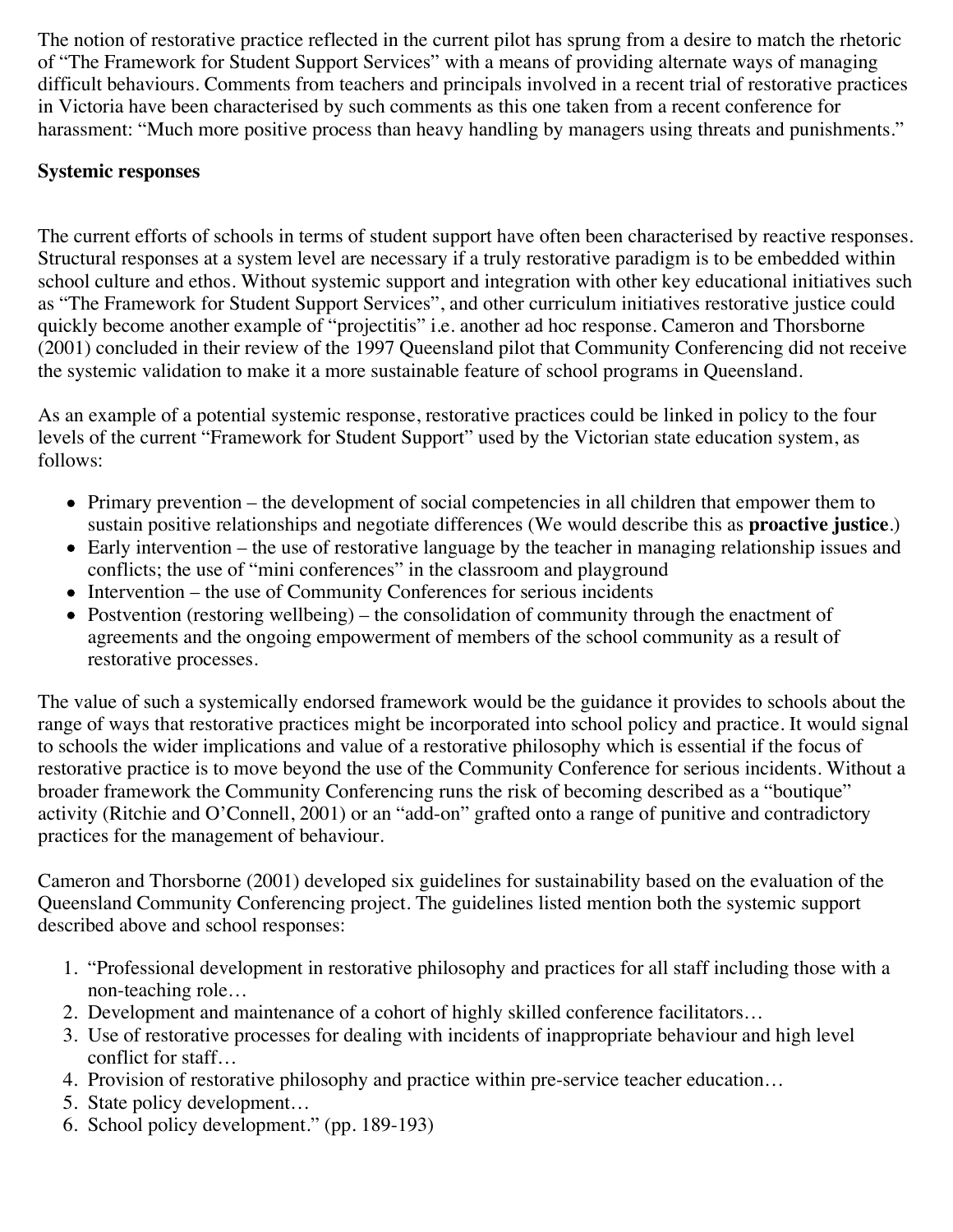The notion of restorative practice reflected in the current pilot has sprung from a desire to match the rhetoric of "The Framework for Student Support Services" with a means of providing alternate ways of managing difficult behaviours. Comments from teachers and principals involved in a recent trial of restorative practices in Victoria have been characterised by such comments as this one taken from a recent conference for harassment: "Much more positive process than heavy handling by managers using threats and punishments."

**Systemic responses**

The current efforts of schools in terms of student support have often been characterised by reactive responses. Structural responses at a system level are necessary if a truly restorative paradigm is to be embedded within school culture and ethos. Without systemic support and integration with other key educational initiatives such as "The Framework for Student Support Services", and other curriculum initiatives restorative justice could quickly become another example of "projectitis" i.e. another ad hoc response. Cameron and Thorsborne (2001) concluded in their review of the 1997 Queensland pilot that Community Conferencing did not receive the systemic validation to make it a more sustainable feature of school programs in Queensland.

As an example of a potential systemic response, restorative practices could be linked in policy to the four levels of the current "Framework for Student Support" used by the Victorian state education system, as follows:

- Primary prevention – the development of social competencies in all children that empower them to sustain positive relationships and negotiate differences (We would describe this as **proactive justice**.)
- Early intervention – the use of restorative language by the teacher in managing relationship issues and conflicts; the use of "mini conferences" in the classroom and playground
- Intervention – the use of Community Conferences for serious incidents
- Postvention (restoring wellbeing) – the consolidation of community through the enactment of agreements and the ongoing empowerment of members of the school community as a result of restorative processes.

The value of such a systemically endorsed framework would be the guidance it provides to schools about the range of ways that restorative practices might be incorporated into school policy and practice. It would signal to schools the wider implications and value of a restorative philosophy which is essential if the focus of restorative practice is to move beyond the use of the Community Conference for serious incidents. Without a broader framework the Community Conferencing runs the risk of becoming described as a "boutique" activity (Ritchie and O'Connell, 2001) or an "add-on" grafted onto a range of punitive and contradictory practices for the management of behaviour.

Cameron and Thorsborne (2001) developed six guidelines for sustainability based on the evaluation of the Queensland Community Conferencing project. The guidelines listed mention both the systemic support described above and school responses:

1. "Professional development in restorative philosophy and practices for all staff including those with a non-teaching role…
2. Development and maintenance of a cohort of highly skilled conference facilitators…
3. Use of restorative processes for dealing with incidents of inappropriate behaviour and high level conflict for staff…
4. Provision of restorative philosophy and practice within pre-service teacher education…
5. State policy development…
6. School policy development." (pp. 189-193)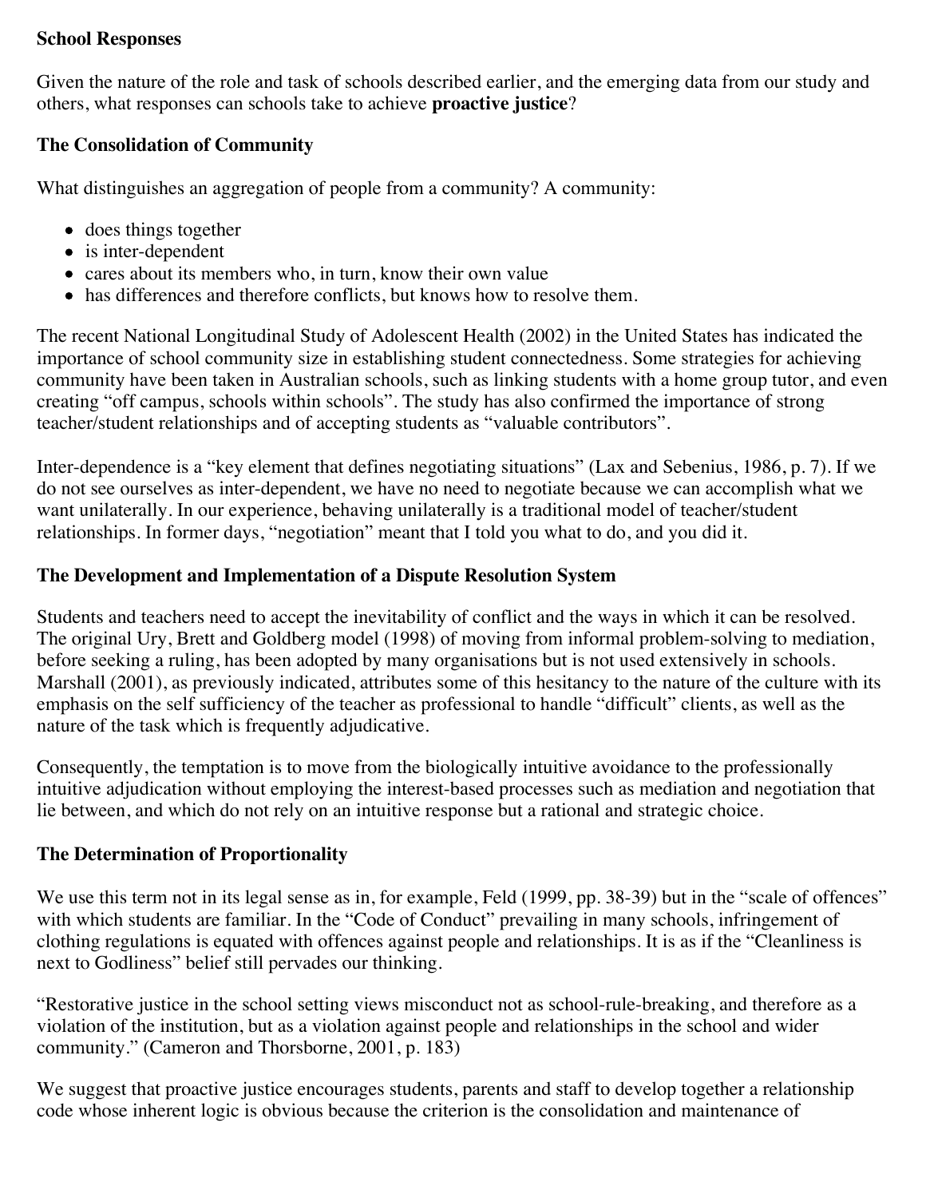**School Responses**

Given the nature of the role and task of schools described earlier, and the emerging data from our study and others, what responses can schools take to achieve **proactive justice**?

**The Consolidation of Community**

What distinguishes an aggregation of people from a community? A community:

- does things together
- is inter-dependent
- cares about its members who, in turn, know their own value
- has differences and therefore conflicts, but knows how to resolve them.

The recent National Longitudinal Study of Adolescent Health (2002) in the United States has indicated the importance of school community size in establishing student connectedness. Some strategies for achieving community have been taken in Australian schools, such as linking students with a home group tutor, and even creating "off campus, schools within schools". The study has also confirmed the importance of strong teacher/student relationships and of accepting students as "valuable contributors".

Inter-dependence is a "key element that defines negotiating situations" (Lax and Sebenius, 1986, p. 7). If we do not see ourselves as inter-dependent, we have no need to negotiate because we can accomplish what we want unilaterally. In our experience, behaving unilaterally is a traditional model of teacher/student relationships. In former days, "negotiation" meant that I told you what to do, and you did it.

**The Development and Implementation of a Dispute Resolution System**

Students and teachers need to accept the inevitability of conflict and the ways in which it can be resolved. The original Ury, Brett and Goldberg model (1998) of moving from informal problem-solving to mediation, before seeking a ruling, has been adopted by many organisations but is not used extensively in schools. Marshall (2001), as previously indicated, attributes some of this hesitancy to the nature of the culture with its emphasis on the self sufficiency of the teacher as professional to handle "difficult" clients, as well as the nature of the task which is frequently adjudicative.

Consequently, the temptation is to move from the biologically intuitive avoidance to the professionally intuitive adjudication without employing the interest-based processes such as mediation and negotiation that lie between, and which do not rely on an intuitive response but a rational and strategic choice.

**The Determination of Proportionality**

We use this term not in its legal sense as in, for example, Feld (1999, pp. 38-39) but in the "scale of offences" with which students are familiar. In the "Code of Conduct" prevailing in many schools, infringement of clothing regulations is equated with offences against people and relationships. It is as if the "Cleanliness is next to Godliness" belief still pervades our thinking.

"Restorative justice in the school setting views misconduct not as school-rule-breaking, and therefore as a violation of the institution, but as a violation against people and relationships in the school and wider community." (Cameron and Thorsborne, 2001, p. 183)

We suggest that proactive justice encourages students, parents and staff to develop together a relationship code whose inherent logic is obvious because the criterion is the consolidation and maintenance of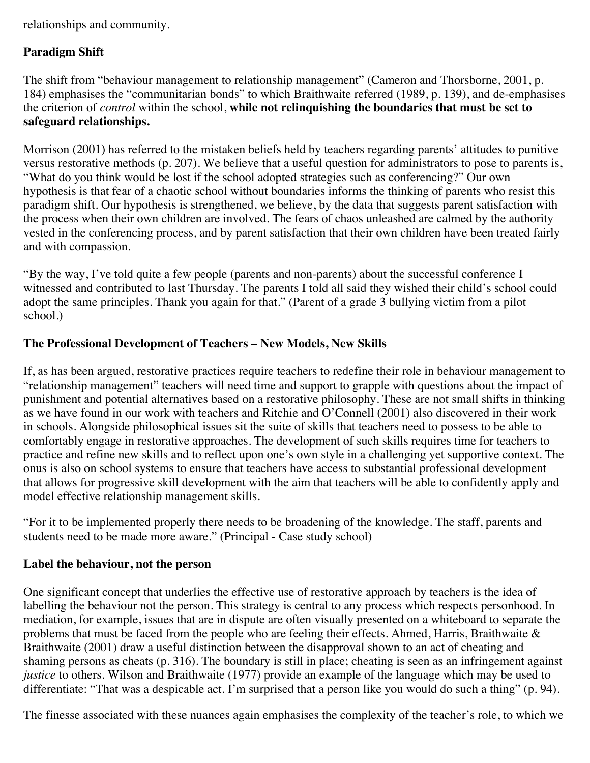relationships and community.

**Paradigm Shift**

The shift from "behaviour management to relationship management" (Cameron and Thorsborne, 2001, p. 184) emphasises the "communitarian bonds" to which Braithwaite referred (1989, p. 139), and de-emphasises the criterion of *control* within the school, **while not relinquishing the boundaries that must be set to safeguard relationships.**

Morrison (2001) has referred to the mistaken beliefs held by teachers regarding parents' attitudes to punitive versus restorative methods (p. 207). We believe that a useful question for administrators to pose to parents is, "What do you think would be lost if the school adopted strategies such as conferencing?" Our own hypothesis is that fear of a chaotic school without boundaries informs the thinking of parents who resist this paradigm shift. Our hypothesis is strengthened, we believe, by the data that suggests parent satisfaction with the process when their own children are involved. The fears of chaos unleashed are calmed by the authority vested in the conferencing process, and by parent satisfaction that their own children have been treated fairly and with compassion.

"By the way, I've told quite a few people (parents and non-parents) about the successful conference I witnessed and contributed to last Thursday. The parents I told all said they wished their child's school could adopt the same principles. Thank you again for that." (Parent of a grade 3 bullying victim from a pilot school.)

**The Professional Development of Teachers – New Models, New Skills**

If, as has been argued, restorative practices require teachers to redefine their role in behaviour management to "relationship management" teachers will need time and support to grapple with questions about the impact of punishment and potential alternatives based on a restorative philosophy. These are not small shifts in thinking as we have found in our work with teachers and Ritchie and O'Connell (2001) also discovered in their work in schools. Alongside philosophical issues sit the suite of skills that teachers need to possess to be able to comfortably engage in restorative approaches. The development of such skills requires time for teachers to practice and refine new skills and to reflect upon one's own style in a challenging yet supportive context. The onus is also on school systems to ensure that teachers have access to substantial professional development that allows for progressive skill development with the aim that teachers will be able to confidently apply and model effective relationship management skills.

"For it to be implemented properly there needs to be broadening of the knowledge. The staff, parents and students need to be made more aware." (Principal - Case study school)

**Label the behaviour, not the person**

One significant concept that underlies the effective use of restorative approach by teachers is the idea of labelling the behaviour not the person. This strategy is central to any process which respects personhood. In mediation, for example, issues that are in dispute are often visually presented on a whiteboard to separate the problems that must be faced from the people who are feeling their effects. Ahmed, Harris, Braithwaite & Braithwaite (2001) draw a useful distinction between the disapproval shown to an act of cheating and shaming persons as cheats (p. 316). The boundary is still in place; cheating is seen as an infringement against *justice* to others. Wilson and Braithwaite (1977) provide an example of the language which may be used to differentiate: "That was a despicable act. I'm surprised that a person like you would do such a thing" (p. 94).

The finesse associated with these nuances again emphasises the complexity of the teacher's role, to which we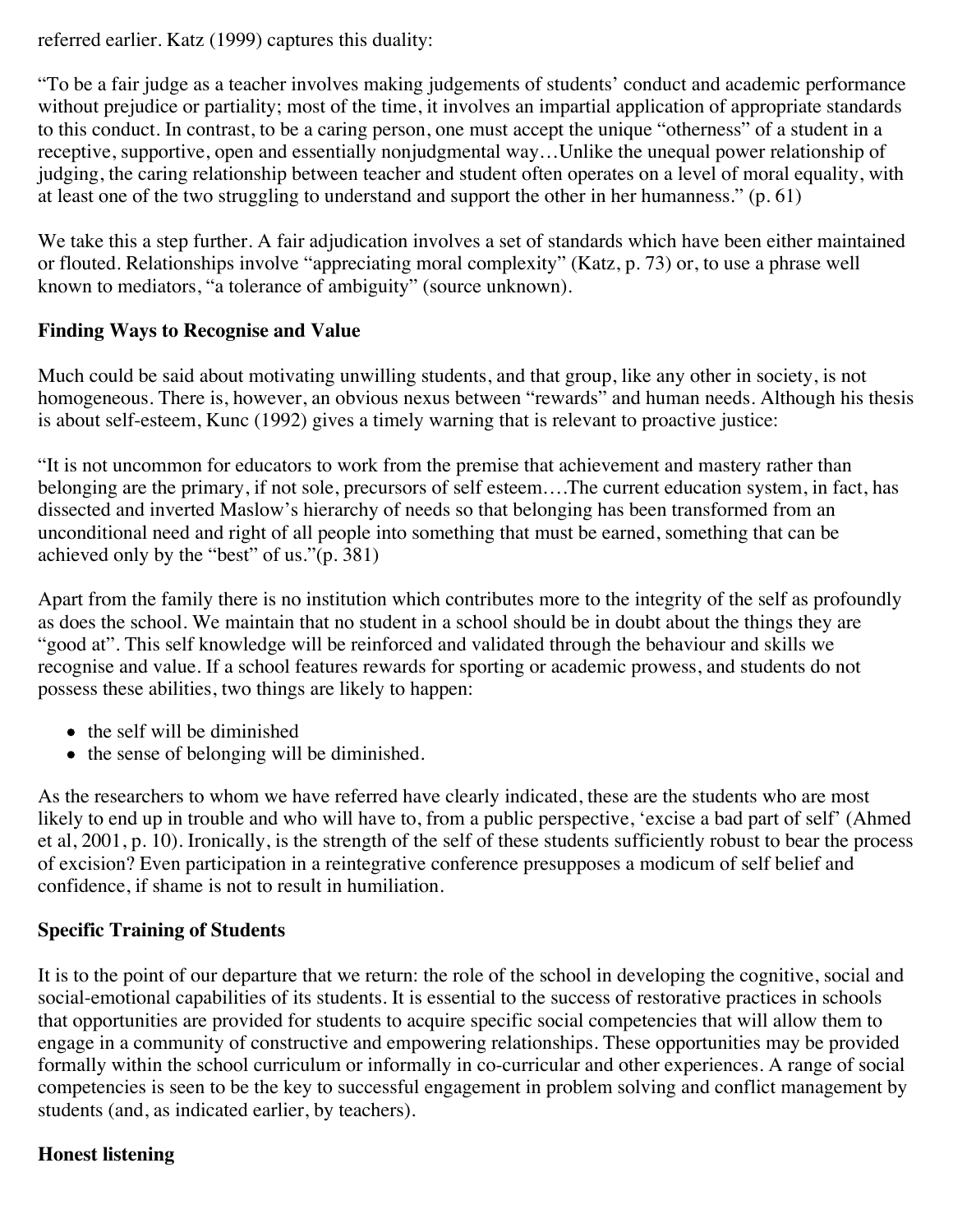referred earlier. Katz (1999) captures this duality:

"To be a fair judge as a teacher involves making judgements of students' conduct and academic performance without prejudice or partiality; most of the time, it involves an impartial application of appropriate standards to this conduct. In contrast, to be a caring person, one must accept the unique "otherness" of a student in a receptive, supportive, open and essentially nonjudgmental way…Unlike the unequal power relationship of judging, the caring relationship between teacher and student often operates on a level of moral equality, with at least one of the two struggling to understand and support the other in her humanness." (p. 61)

We take this a step further. A fair adjudication involves a set of standards which have been either maintained or flouted. Relationships involve "appreciating moral complexity" (Katz, p. 73) or, to use a phrase well known to mediators, "a tolerance of ambiguity" (source unknown).

**Finding Ways to Recognise and Value**

Much could be said about motivating unwilling students, and that group, like any other in society, is not homogeneous. There is, however, an obvious nexus between "rewards" and human needs. Although his thesis is about self-esteem, Kunc (1992) gives a timely warning that is relevant to proactive justice:

"It is not uncommon for educators to work from the premise that achievement and mastery rather than belonging are the primary, if not sole, precursors of self esteem….The current education system, in fact, has dissected and inverted Maslow's hierarchy of needs so that belonging has been transformed from an unconditional need and right of all people into something that must be earned, something that can be achieved only by the "best" of us."(p. 381)

Apart from the family there is no institution which contributes more to the integrity of the self as profoundly as does the school. We maintain that no student in a school should be in doubt about the things they are "good at". This self knowledge will be reinforced and validated through the behaviour and skills we recognise and value. If a school features rewards for sporting or academic prowess, and students do not possess these abilities, two things are likely to happen:

- the self will be diminished
- the sense of belonging will be diminished.

As the researchers to whom we have referred have clearly indicated, these are the students who are most likely to end up in trouble and who will have to, from a public perspective, 'excise a bad part of self' (Ahmed et al, 2001, p. 10). Ironically, is the strength of the self of these students sufficiently robust to bear the process of excision? Even participation in a reintegrative conference presupposes a modicum of self belief and confidence, if shame is not to result in humiliation.

**Specific Training of Students**

It is to the point of our departure that we return: the role of the school in developing the cognitive, social and social-emotional capabilities of its students. It is essential to the success of restorative practices in schools that opportunities are provided for students to acquire specific social competencies that will allow them to engage in a community of constructive and empowering relationships. These opportunities may be provided formally within the school curriculum or informally in co-curricular and other experiences. A range of social competencies is seen to be the key to successful engagement in problem solving and conflict management by students (and, as indicated earlier, by teachers).

**Honest listening**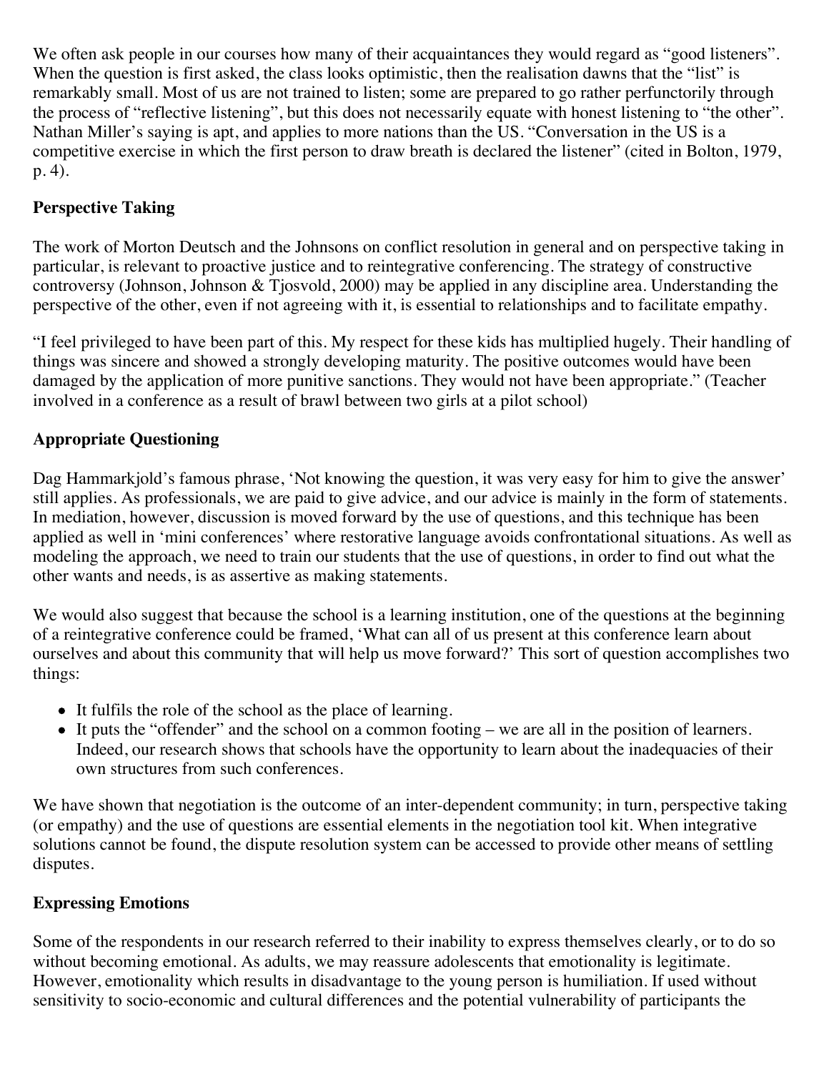We often ask people in our courses how many of their acquaintances they would regard as "good listeners". When the question is first asked, the class looks optimistic, then the realisation dawns that the "list" is remarkably small. Most of us are not trained to listen; some are prepared to go rather perfunctorily through the process of "reflective listening", but this does not necessarily equate with honest listening to "the other". Nathan Miller's saying is apt, and applies to more nations than the US. "Conversation in the US is a competitive exercise in which the first person to draw breath is declared the listener" (cited in Bolton, 1979, p. 4).

**Perspective Taking**

The work of Morton Deutsch and the Johnsons on conflict resolution in general and on perspective taking in particular, is relevant to proactive justice and to reintegrative conferencing. The strategy of constructive controversy (Johnson, Johnson & Tjosvold, 2000) may be applied in any discipline area. Understanding the perspective of the other, even if not agreeing with it, is essential to relationships and to facilitate empathy.

"I feel privileged to have been part of this. My respect for these kids has multiplied hugely. Their handling of things was sincere and showed a strongly developing maturity. The positive outcomes would have been damaged by the application of more punitive sanctions. They would not have been appropriate." (Teacher involved in a conference as a result of brawl between two girls at a pilot school)

**Appropriate Questioning**

Dag Hammarkjold's famous phrase, 'Not knowing the question, it was very easy for him to give the answer' still applies. As professionals, we are paid to give advice, and our advice is mainly in the form of statements. In mediation, however, discussion is moved forward by the use of questions, and this technique has been applied as well in 'mini conferences' where restorative language avoids confrontational situations. As well as modeling the approach, we need to train our students that the use of questions, in order to find out what the other wants and needs, is as assertive as making statements.

We would also suggest that because the school is a learning institution, one of the questions at the beginning of a reintegrative conference could be framed, 'What can all of us present at this conference learn about ourselves and about this community that will help us move forward?' This sort of question accomplishes two things:

- It fulfils the role of the school as the place of learning.
- It puts the "offender" and the school on a common footing – we are all in the position of learners. Indeed, our research shows that schools have the opportunity to learn about the inadequacies of their own structures from such conferences.

We have shown that negotiation is the outcome of an inter-dependent community; in turn, perspective taking (or empathy) and the use of questions are essential elements in the negotiation tool kit. When integrative solutions cannot be found, the dispute resolution system can be accessed to provide other means of settling disputes.

**Expressing Emotions**

Some of the respondents in our research referred to their inability to express themselves clearly, or to do so without becoming emotional. As adults, we may reassure adolescents that emotionality is legitimate. However, emotionality which results in disadvantage to the young person is humiliation. If used without sensitivity to socio-economic and cultural differences and the potential vulnerability of participants the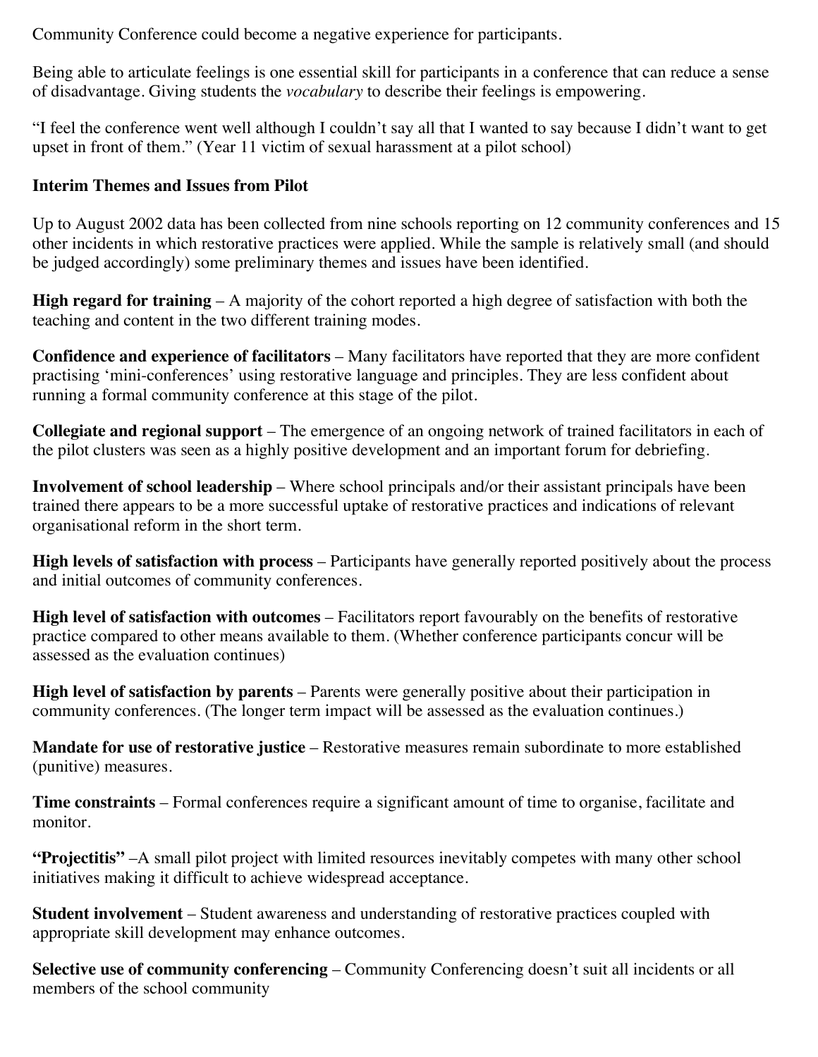Community Conference could become a negative experience for participants.

Being able to articulate feelings is one essential skill for participants in a conference that can reduce a sense of disadvantage. Giving students the *vocabulary* to describe their feelings is empowering.

“I feel the conference went well although I couldn’t say all that I wanted to say because I didn’t want to get upset in front of them.” (Year 11 victim of sexual harassment at a pilot school)

**Interim Themes and Issues from Pilot**

Up to August 2002 data has been collected from nine schools reporting on 12 community conferences and 15 other incidents in which restorative practices were applied. While the sample is relatively small (and should be judged accordingly) some preliminary themes and issues have been identified.

**High regard for training** – A majority of the cohort reported a high degree of satisfaction with both the teaching and content in the two different training modes.

**Confidence and experience of facilitators** – Many facilitators have reported that they are more confident practising ‘mini-conferences’ using restorative language and principles. They are less confident about running a formal community conference at this stage of the pilot.

**Collegiate and regional support** – The emergence of an ongoing network of trained facilitators in each of the pilot clusters was seen as a highly positive development and an important forum for debriefing.

**Involvement of school leadership** – Where school principals and/or their assistant principals have been trained there appears to be a more successful uptake of restorative practices and indications of relevant organisational reform in the short term.

**High levels of satisfaction with process** – Participants have generally reported positively about the process and initial outcomes of community conferences.

**High level of satisfaction with outcomes** – Facilitators report favourably on the benefits of restorative practice compared to other means available to them. (Whether conference participants concur will be assessed as the evaluation continues)

**High level of satisfaction by parents** – Parents were generally positive about their participation in community conferences. (The longer term impact will be assessed as the evaluation continues.)

**Mandate for use of restorative justice** – Restorative measures remain subordinate to more established (punitive) measures.

**Time constraints** – Formal conferences require a significant amount of time to organise, facilitate and monitor.

**“Projectitis”** –A small pilot project with limited resources inevitably competes with many other school initiatives making it difficult to achieve widespread acceptance.

**Student involvement** – Student awareness and understanding of restorative practices coupled with appropriate skill development may enhance outcomes.

**Selective use of community conferencing** – Community Conferencing doesn’t suit all incidents or all members of the school community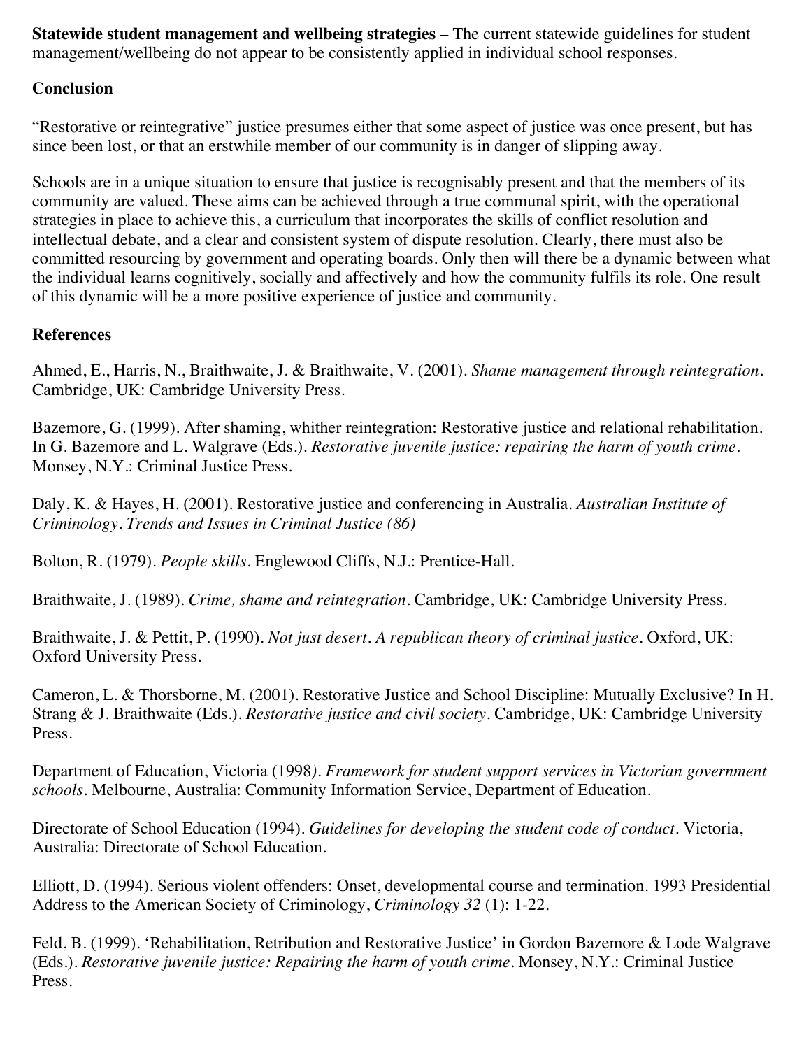**Statewide student management and wellbeing strategies** – The current statewide guidelines for student management/wellbeing do not appear to be consistently applied in individual school responses.

## Conclusion

"Restorative or reintegrative" justice presumes either that some aspect of justice was once present, but has since been lost, or that an erstwhile member of our community is in danger of slipping away.

Schools are in a unique situation to ensure that justice is recognisably present and that the members of its community are valued. These aims can be achieved through a true communal spirit, with the operational strategies in place to achieve this, a curriculum that incorporates the skills of conflict resolution and intellectual debate, and a clear and consistent system of dispute resolution. Clearly, there must also be committed resourcing by government and operating boards. Only then will there be a dynamic between what the individual learns cognitively, socially and affectively and how the community fulfils its role. One result of this dynamic will be a more positive experience of justice and community.

## References

Ahmed, E., Harris, N., Braithwaite, J. & Braithwaite, V. (2001). *Shame management through reintegration*. Cambridge, UK: Cambridge University Press.

Bazemore, G. (1999). After shaming, whither reintegration: Restorative justice and relational rehabilitation. In G. Bazemore and L. Walgrave (Eds.). *Restorative juvenile justice: repairing the harm of youth crime*. Monsey, N.Y.: Criminal Justice Press.

Daly, K. & Hayes, H. (2001). Restorative justice and conferencing in Australia. *Australian Institute of Criminology. Trends and Issues in Criminal Justice (86)*

Bolton, R. (1979). *People skills*. Englewood Cliffs, N.J.: Prentice-Hall.

Braithwaite, J. (1989). *Crime, shame and reintegration*. Cambridge, UK: Cambridge University Press.

Braithwaite, J. & Pettit, P. (1990). *Not just desert. A republican theory of criminal justice*. Oxford, UK: Oxford University Press.

Cameron, L. & Thorsborne, M. (2001). Restorative Justice and School Discipline: Mutually Exclusive? In H. Strang & J. Braithwaite (Eds.). *Restorative justice and civil society*. Cambridge, UK: Cambridge University Press.

Department of Education, Victoria (1998*). Framework for student support services in Victorian government schools*. Melbourne, Australia: Community Information Service, Department of Education.

Directorate of School Education (1994). *Guidelines for developing the student code of conduct*. Victoria, Australia: Directorate of School Education.

Elliott, D. (1994). Serious violent offenders: Onset, developmental course and termination. 1993 Presidential Address to the American Society of Criminology, *Criminology 32* (1): 1-22.

Feld, B. (1999). 'Rehabilitation, Retribution and Restorative Justice' in Gordon Bazemore & Lode Walgrave (Eds.). *Restorative juvenile justice: Repairing the harm of youth crime*. Monsey, N.Y.: Criminal Justice Press.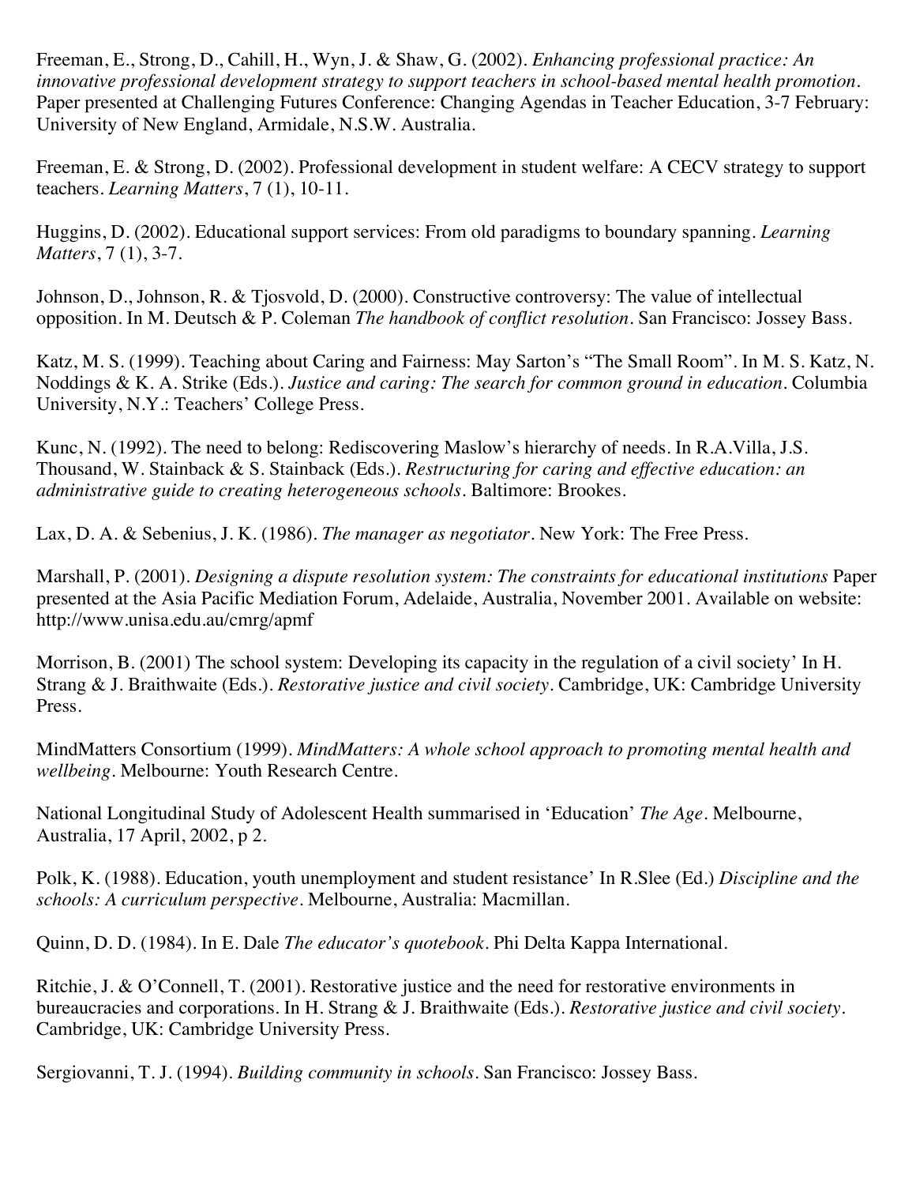Freeman, E., Strong, D., Cahill, H., Wyn, J. & Shaw, G. (2002). *Enhancing professional practice: An innovative professional development strategy to support teachers in school-based mental health promotion*. Paper presented at Challenging Futures Conference: Changing Agendas in Teacher Education, 3-7 February: University of New England, Armidale, N.S.W. Australia.

Freeman, E. & Strong, D. (2002). Professional development in student welfare: A CECV strategy to support teachers. *Learning Matters*, 7 (1), 10-11.

Huggins, D. (2002). Educational support services: From old paradigms to boundary spanning. *Learning Matters*, 7 (1), 3-7.

Johnson, D., Johnson, R. & Tjosvold, D. (2000). Constructive controversy: The value of intellectual opposition. In M. Deutsch & P. Coleman *The handbook of conflict resolution*. San Francisco: Jossey Bass.

Katz, M. S. (1999). Teaching about Caring and Fairness: May Sarton's "The Small Room". In M. S. Katz, N. Noddings & K. A. Strike (Eds.). *Justice and caring: The search for common ground in education*. Columbia University, N.Y.: Teachers' College Press.

Kunc, N. (1992). The need to belong: Rediscovering Maslow's hierarchy of needs. In R.A.Villa, J.S. Thousand, W. Stainback & S. Stainback (Eds.). *Restructuring for caring and effective education: an administrative guide to creating heterogeneous schools*. Baltimore: Brookes.

Lax, D. A. & Sebenius, J. K. (1986). *The manager as negotiator*. New York: The Free Press.

Marshall, P. (2001). *Designing a dispute resolution system: The constraints for educational institutions* Paper presented at the Asia Pacific Mediation Forum, Adelaide, Australia, November 2001. Available on website: http://www.unisa.edu.au/cmrg/apmf

Morrison, B. (2001) The school system: Developing its capacity in the regulation of a civil society' In H. Strang & J. Braithwaite (Eds.). *Restorative justice and civil society*. Cambridge, UK: Cambridge University Press.

MindMatters Consortium (1999). *MindMatters: A whole school approach to promoting mental health and wellbeing*. Melbourne: Youth Research Centre.

National Longitudinal Study of Adolescent Health summarised in 'Education' *The Age*. Melbourne, Australia, 17 April, 2002, p 2.

Polk, K. (1988). Education, youth unemployment and student resistance' In R.Slee (Ed.) *Discipline and the schools: A curriculum perspective*. Melbourne, Australia: Macmillan.

Quinn, D. D. (1984). In E. Dale *The educator's quotebook*. Phi Delta Kappa International.

Ritchie, J. & O'Connell, T. (2001). Restorative justice and the need for restorative environments in bureaucracies and corporations. In H. Strang & J. Braithwaite (Eds.). *Restorative justice and civil society*. Cambridge, UK: Cambridge University Press.

Sergiovanni, T. J. (1994). *Building community in schools*. San Francisco: Jossey Bass.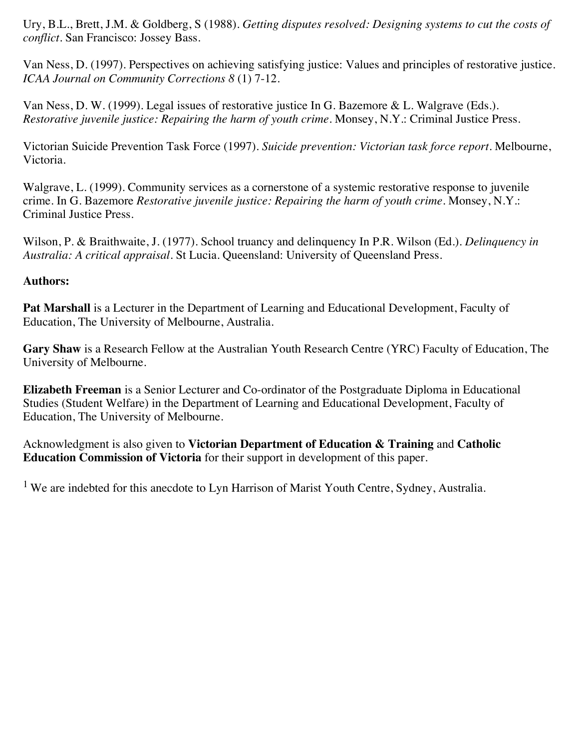Ury, B.L., Brett, J.M. & Goldberg, S (1988). *Getting disputes resolved: Designing systems to cut the costs of conflict*. San Francisco: Jossey Bass.

Van Ness, D. (1997). Perspectives on achieving satisfying justice: Values and principles of restorative justice. *ICAA Journal on Community Corrections 8* (1) 7-12.

Van Ness, D. W. (1999). Legal issues of restorative justice In G. Bazemore & L. Walgrave (Eds.). *Restorative juvenile justice: Repairing the harm of youth crime*. Monsey, N.Y.: Criminal Justice Press.

Victorian Suicide Prevention Task Force (1997). *Suicide prevention: Victorian task force report*. Melbourne, Victoria.

Walgrave, L. (1999). Community services as a cornerstone of a systemic restorative response to juvenile crime. In G. Bazemore *Restorative juvenile justice: Repairing the harm of youth crime*. Monsey, N.Y.: Criminal Justice Press.

Wilson, P. & Braithwaite, J. (1977). School truancy and delinquency In P.R. Wilson (Ed.). *Delinquency in Australia: A critical appraisal*. St Lucia. Queensland: University of Queensland Press.

**Authors:**

**Pat Marshall** is a Lecturer in the Department of Learning and Educational Development, Faculty of Education, The University of Melbourne, Australia.

**Gary Shaw** is a Research Fellow at the Australian Youth Research Centre (YRC) Faculty of Education, The University of Melbourne.

**Elizabeth Freeman** is a Senior Lecturer and Co-ordinator of the Postgraduate Diploma in Educational Studies (Student Welfare) in the Department of Learning and Educational Development, Faculty of Education, The University of Melbourne.

Acknowledgment is also given to **Victorian Department of Education & Training** and **Catholic Education Commission of Victoria** for their support in development of this paper.

[1] We are indebted for this anecdote to Lyn Harrison of Marist Youth Centre, Sydney, Australia.